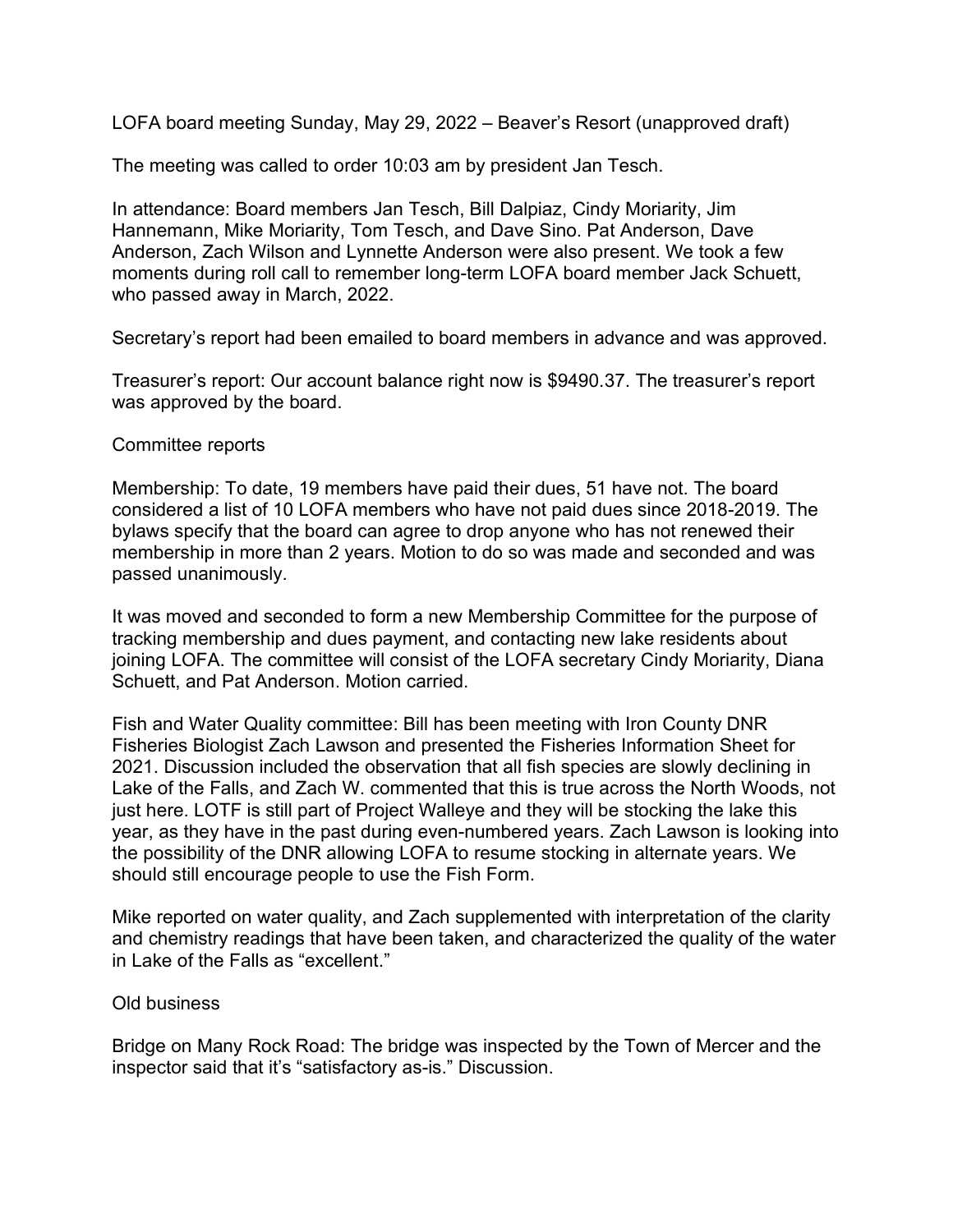LOFA board meeting Sunday, May 29, 2022 – Beaver's Resort (unapproved draft)

The meeting was called to order 10:03 am by president Jan Tesch.

In attendance: Board members Jan Tesch, Bill Dalpiaz, Cindy Moriarity, Jim Hannemann, Mike Moriarity, Tom Tesch, and Dave Sino. Pat Anderson, Dave Anderson, Zach Wilson and Lynnette Anderson were also present. We took a few moments during roll call to remember long-term LOFA board member Jack Schuett, who passed away in March, 2022.

Secretary's report had been emailed to board members in advance and was approved.

Treasurer's report: Our account balance right now is $9490.37. The treasurer's report was approved by the board.

Committee reports

Membership: To date, 19 members have paid their dues, 51 have not. The board considered a list of 10 LOFA members who have not paid dues since 2018-2019. The bylaws specify that the board can agree to drop anyone who has not renewed their membership in more than 2 years. Motion to do so was made and seconded and was passed unanimously.

It was moved and seconded to form a new Membership Committee for the purpose of tracking membership and dues payment, and contacting new lake residents about joining LOFA. The committee will consist of the LOFA secretary Cindy Moriarity, Diana Schuett, and Pat Anderson. Motion carried.

Fish and Water Quality committee: Bill has been meeting with Iron County DNR Fisheries Biologist Zach Lawson and presented the Fisheries Information Sheet for 2021. Discussion included the observation that all fish species are slowly declining in Lake of the Falls, and Zach W. commented that this is true across the North Woods, not just here. LOTF is still part of Project Walleye and they will be stocking the lake this year, as they have in the past during even-numbered years. Zach Lawson is looking into the possibility of the DNR allowing LOFA to resume stocking in alternate years. We should still encourage people to use the Fish Form.

Mike reported on water quality, and Zach supplemented with interpretation of the clarity and chemistry readings that have been taken, and characterized the quality of the water in Lake of the Falls as "excellent."

Old business

Bridge on Many Rock Road: The bridge was inspected by the Town of Mercer and the inspector said that it's "satisfactory as-is." Discussion.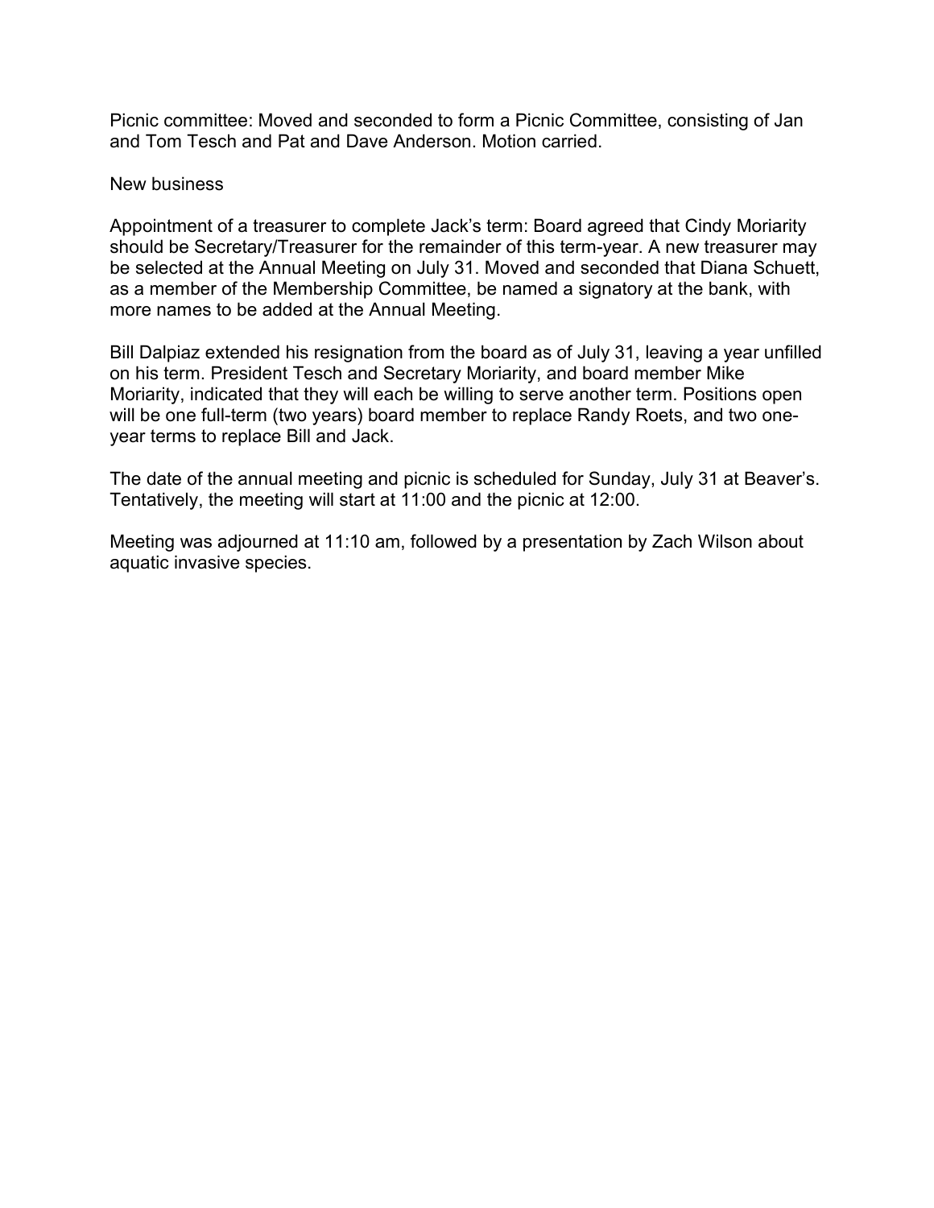Picnic committee: Moved and seconded to form a Picnic Committee, consisting of Jan and Tom Tesch and Pat and Dave Anderson. Motion carried.

New business

Appointment of a treasurer to complete Jack's term: Board agreed that Cindy Moriarity should be Secretary/Treasurer for the remainder of this term-year. A new treasurer may be selected at the Annual Meeting on July 31. Moved and seconded that Diana Schuett, as a member of the Membership Committee, be named a signatory at the bank, with more names to be added at the Annual Meeting.

Bill Dalpiaz extended his resignation from the board as of July 31, leaving a year unfilled on his term. President Tesch and Secretary Moriarity, and board member Mike Moriarity, indicated that they will each be willing to serve another term. Positions open will be one full-term (two years) board member to replace Randy Roets, and two one-year terms to replace Bill and Jack.

The date of the annual meeting and picnic is scheduled for Sunday, July 31 at Beaver's. Tentatively, the meeting will start at 11:00 and the picnic at 12:00.

Meeting was adjourned at 11:10 am, followed by a presentation by Zach Wilson about aquatic invasive species.